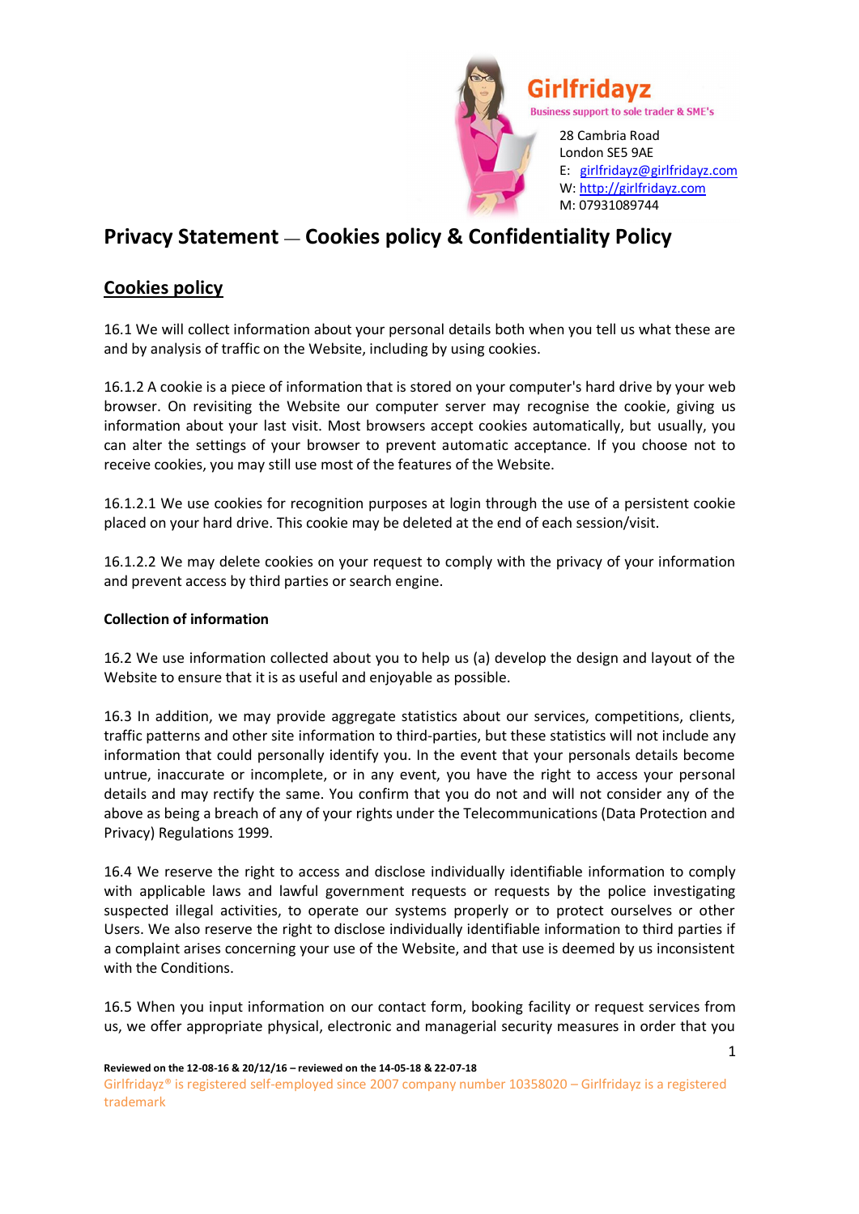Girlfridayz

Business support to sole trader & SME's

28 Cambria Road
London SE5 9AE
E: girlfridayz@girlfridayz.com
W: http://girlfridayz.com
M: 07931089744

# Privacy Statement — Cookies policy & Confidentiality Policy

## Cookies policy

16.1 We will collect information about your personal details both when you tell us what these are and by analysis of traffic on the Website, including by using cookies.

16.1.2 A cookie is a piece of information that is stored on your computer's hard drive by your web browser. On revisiting the Website our computer server may recognise the cookie, giving us information about your last visit. Most browsers accept cookies automatically, but usually, you can alter the settings of your browser to prevent automatic acceptance. If you choose not to receive cookies, you may still use most of the features of the Website.

16.1.2.1 We use cookies for recognition purposes at login through the use of a persistent cookie placed on your hard drive. This cookie may be deleted at the end of each session/visit.

16.1.2.2 We may delete cookies on your request to comply with the privacy of your information and prevent access by third parties or search engine.

**Collection of information**

16.2 We use information collected about you to help us (a) develop the design and layout of the Website to ensure that it is as useful and enjoyable as possible.

16.3 In addition, we may provide aggregate statistics about our services, competitions, clients, traffic patterns and other site information to third-parties, but these statistics will not include any information that could personally identify you. In the event that your personals details become untrue, inaccurate or incomplete, or in any event, you have the right to access your personal details and may rectify the same. You confirm that you do not and will not consider any of the above as being a breach of any of your rights under the Telecommunications (Data Protection and Privacy) Regulations 1999.

16.4 We reserve the right to access and disclose individually identifiable information to comply with applicable laws and lawful government requests or requests by the police investigating suspected illegal activities, to operate our systems properly or to protect ourselves or other Users. We also reserve the right to disclose individually identifiable information to third parties if a complaint arises concerning your use of the Website, and that use is deemed by us inconsistent with the Conditions.

16.5 When you input information on our contact form, booking facility or request services from us, we offer appropriate physical, electronic and managerial security measures in order that you

**Reviewed on the 12-08-16 & 20/12/16 – reviewed on the 14-05-18 & 22-07-18**
Girlfridayz® is registered self-employed since 2007 company number 10358020 – Girlfridayz is a registered trademark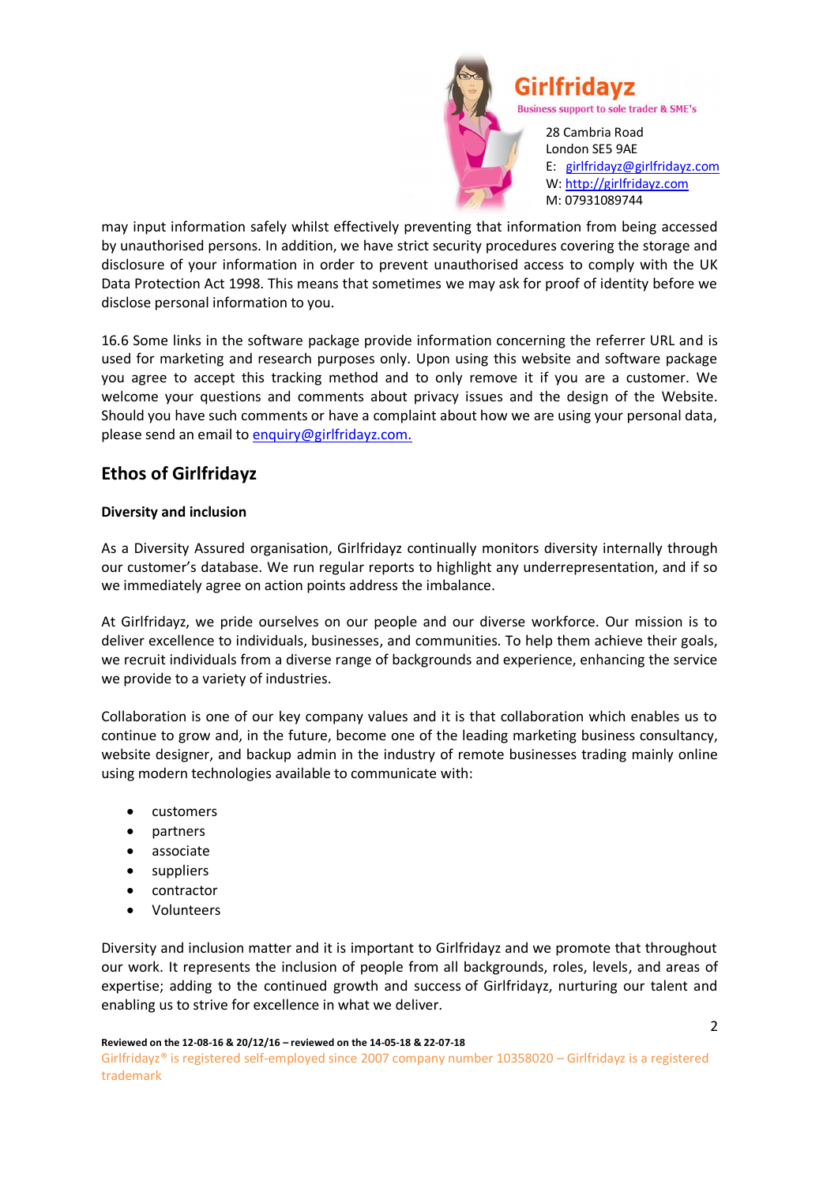may input information safely whilst effectively preventing that information from being accessed by unauthorised persons. In addition, we have strict security procedures covering the storage and disclosure of your information in order to prevent unauthorised access to comply with the UK Data Protection Act 1998. This means that sometimes we may ask for proof of identity before we disclose personal information to you.

16.6 Some links in the software package provide information concerning the referrer URL and is used for marketing and research purposes only. Upon using this website and software package you agree to accept this tracking method and to only remove it if you are a customer. We welcome your questions and comments about privacy issues and the design of the Website. Should you have such comments or have a complaint about how we are using your personal data, please send an email to enquiry@girlfridayz.com.

## Ethos of Girlfridayz

**Diversity and inclusion**

As a Diversity Assured organisation, Girlfridayz continually monitors diversity internally through our customer's database. We run regular reports to highlight any underrepresentation, and if so we immediately agree on action points address the imbalance.

At Girlfridayz, we pride ourselves on our people and our diverse workforce. Our mission is to deliver excellence to individuals, businesses, and communities. To help them achieve their goals, we recruit individuals from a diverse range of backgrounds and experience, enhancing the service we provide to a variety of industries.

Collaboration is one of our key company values and it is that collaboration which enables us to continue to grow and, in the future, become one of the leading marketing business consultancy, website designer, and backup admin in the industry of remote businesses trading mainly online using modern technologies available to communicate with:

- customers
- partners
- associate
- suppliers
- contractor
- Volunteers

Diversity and inclusion matter and it is important to Girlfridayz and we promote that throughout our work. It represents the inclusion of people from all backgrounds, roles, levels, and areas of expertise; adding to the continued growth and success of Girlfridayz, nurturing our talent and enabling us to strive for excellence in what we deliver.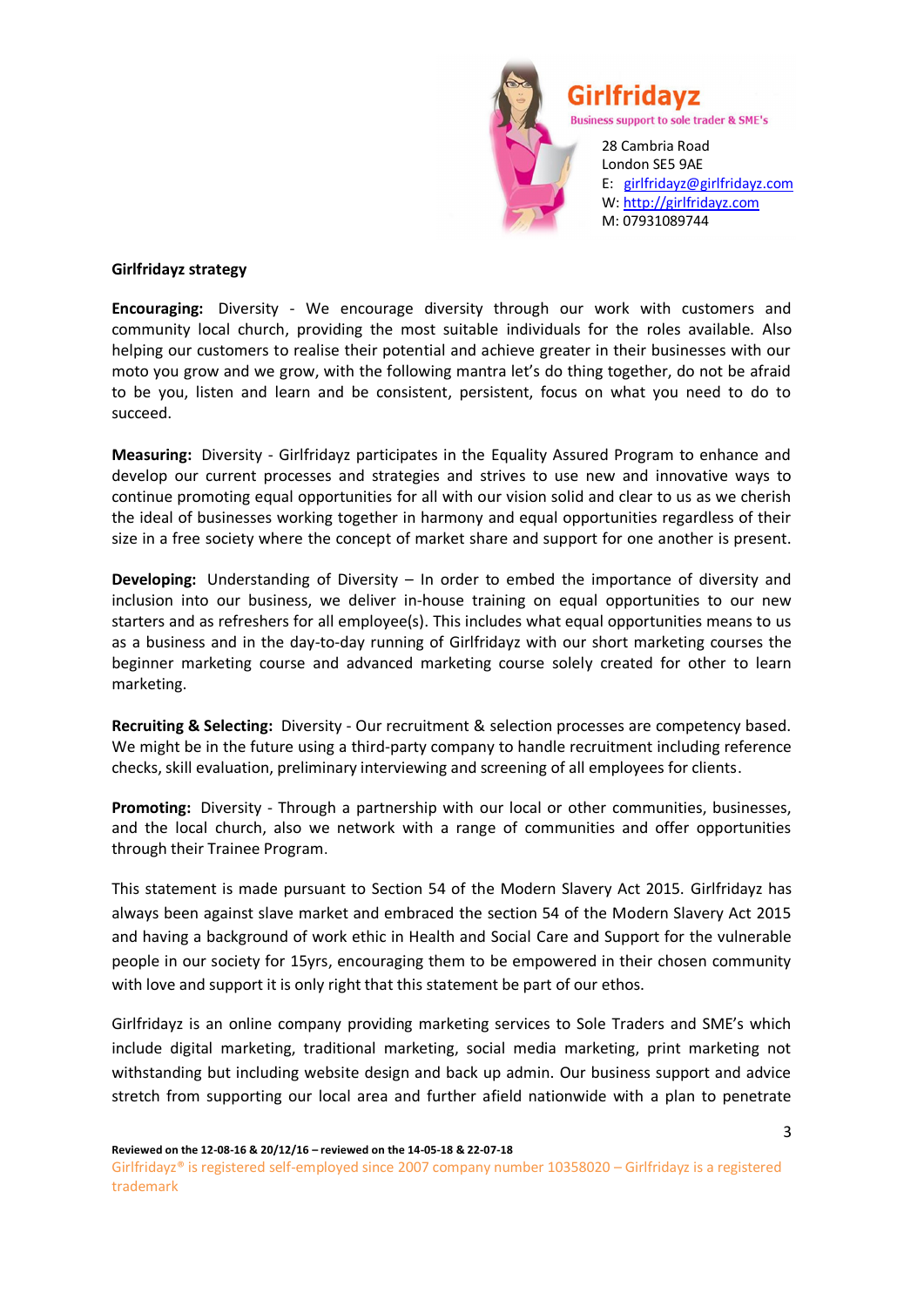Girlfridayz
Business support to sole trader & SME's

28 Cambria Road
London SE5 9AE
E: girlfridayz@girlfridayz.com
W: http://girlfridayz.com
M: 07931089744

**Girlfridayz strategy**

**Encouraging:** Diversity - We encourage diversity through our work with customers and community local church, providing the most suitable individuals for the roles available. Also helping our customers to realise their potential and achieve greater in their businesses with our moto you grow and we grow, with the following mantra let's do thing together, do not be afraid to be you, listen and learn and be consistent, persistent, focus on what you need to do to succeed.

**Measuring:** Diversity - Girlfridayz participates in the Equality Assured Program to enhance and develop our current processes and strategies and strives to use new and innovative ways to continue promoting equal opportunities for all with our vision solid and clear to us as we cherish the ideal of businesses working together in harmony and equal opportunities regardless of their size in a free society where the concept of market share and support for one another is present.

**Developing:** Understanding of Diversity – In order to embed the importance of diversity and inclusion into our business, we deliver in-house training on equal opportunities to our new starters and as refreshers for all employee(s). This includes what equal opportunities means to us as a business and in the day-to-day running of Girlfridayz with our short marketing courses the beginner marketing course and advanced marketing course solely created for other to learn marketing.

**Recruiting & Selecting:** Diversity - Our recruitment & selection processes are competency based. We might be in the future using a third-party company to handle recruitment including reference checks, skill evaluation, preliminary interviewing and screening of all employees for clients.

**Promoting:** Diversity - Through a partnership with our local or other communities, businesses, and the local church, also we network with a range of communities and offer opportunities through their Trainee Program.

This statement is made pursuant to Section 54 of the Modern Slavery Act 2015. Girlfridayz has always been against slave market and embraced the section 54 of the Modern Slavery Act 2015 and having a background of work ethic in Health and Social Care and Support for the vulnerable people in our society for 15yrs, encouraging them to be empowered in their chosen community with love and support it is only right that this statement be part of our ethos.

Girlfridayz is an online company providing marketing services to Sole Traders and SME's which include digital marketing, traditional marketing, social media marketing, print marketing not withstanding but including website design and back up admin. Our business support and advice stretch from supporting our local area and further afield nationwide with a plan to penetrate

**Reviewed on the 12-08-16 & 20/12/16 – reviewed on the 14-05-18 & 22-07-18**

Girlfridayz® is registered self-employed since 2007 company number 10358020 – Girlfridayz is a registered trademark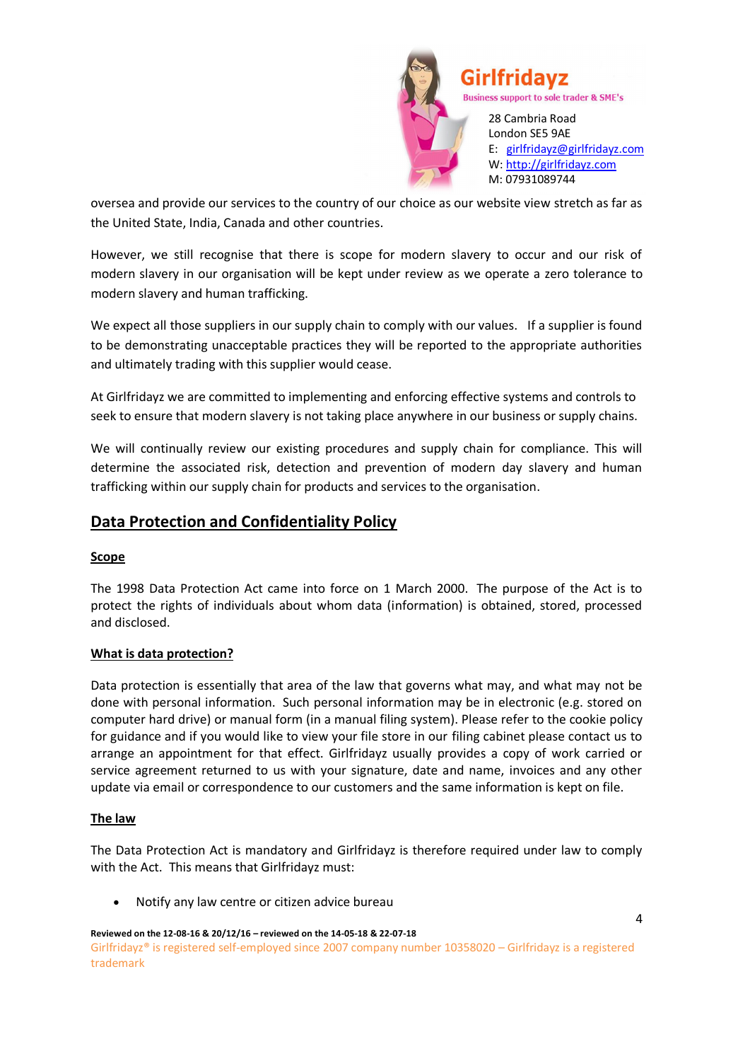oversea and provide our services to the country of our choice as our website view stretch as far as the United State, India, Canada and other countries.

However, we still recognise that there is scope for modern slavery to occur and our risk of modern slavery in our organisation will be kept under review as we operate a zero tolerance to modern slavery and human trafficking.

We expect all those suppliers in our supply chain to comply with our values. If a supplier is found to be demonstrating unacceptable practices they will be reported to the appropriate authorities and ultimately trading with this supplier would cease.

At Girlfridayz we are committed to implementing and enforcing effective systems and controls to seek to ensure that modern slavery is not taking place anywhere in our business or supply chains.

We will continually review our existing procedures and supply chain for compliance. This will determine the associated risk, detection and prevention of modern day slavery and human trafficking within our supply chain for products and services to the organisation.

## Data Protection and Confidentiality Policy

### Scope

The 1998 Data Protection Act came into force on 1 March 2000. The purpose of the Act is to protect the rights of individuals about whom data (information) is obtained, stored, processed and disclosed.

### What is data protection?

Data protection is essentially that area of the law that governs what may, and what may not be done with personal information. Such personal information may be in electronic (e.g. stored on computer hard drive) or manual form (in a manual filing system). Please refer to the cookie policy for guidance and if you would like to view your file store in our filing cabinet please contact us to arrange an appointment for that effect. Girlfridayz usually provides a copy of work carried or service agreement returned to us with your signature, date and name, invoices and any other update via email or correspondence to our customers and the same information is kept on file.

### The law

The Data Protection Act is mandatory and Girlfridayz is therefore required under law to comply with the Act. This means that Girlfridayz must:

- Notify any law centre or citizen advice bureau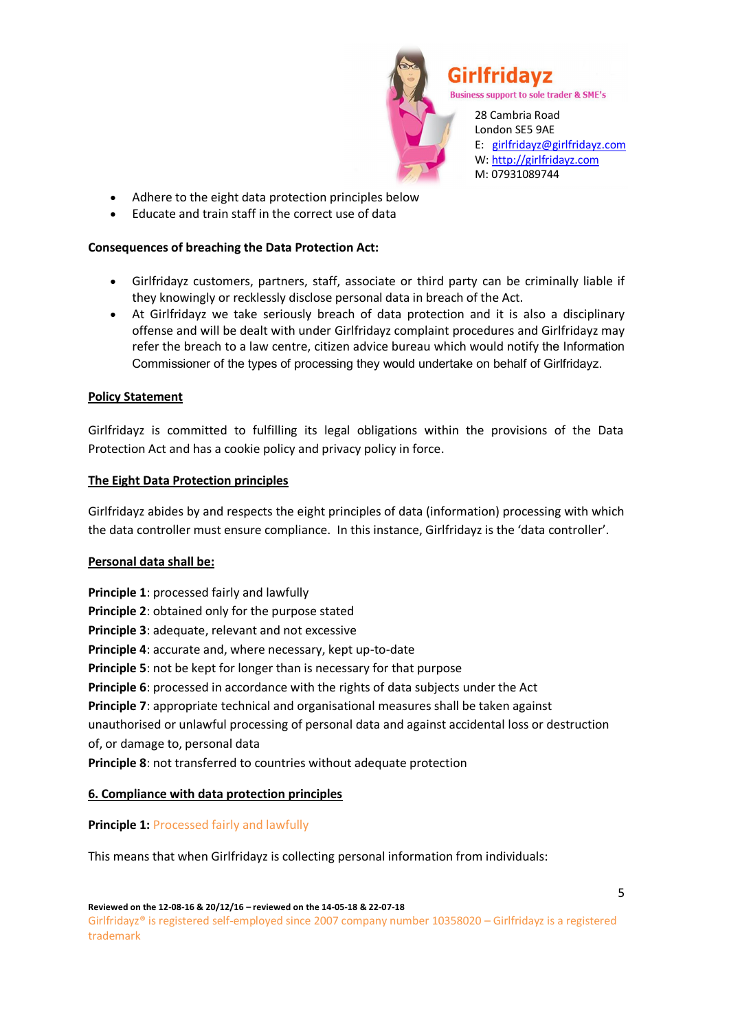- Adhere to the eight data protection principles below
- Educate and train staff in the correct use of data

**Consequences of breaching the Data Protection Act:**

- Girlfridayz customers, partners, staff, associate or third party can be criminally liable if they knowingly or recklessly disclose personal data in breach of the Act.
- At Girlfridayz we take seriously breach of data protection and it is also a disciplinary offense and will be dealt with under Girlfridayz complaint procedures and Girlfridayz may refer the breach to a law centre, citizen advice bureau which would notify the Information Commissioner of the types of processing they would undertake on behalf of Girlfridayz.

**Policy Statement**

Girlfridayz is committed to fulfilling its legal obligations within the provisions of the Data Protection Act and has a cookie policy and privacy policy in force.

**The Eight Data Protection principles**

Girlfridayz abides by and respects the eight principles of data (information) processing with which the data controller must ensure compliance. In this instance, Girlfridayz is the 'data controller'.

**Personal data shall be:**

**Principle 1**: processed fairly and lawfully
**Principle 2**: obtained only for the purpose stated
**Principle 3**: adequate, relevant and not excessive
**Principle 4**: accurate and, where necessary, kept up-to-date
**Principle 5**: not be kept for longer than is necessary for that purpose
**Principle 6**: processed in accordance with the rights of data subjects under the Act
**Principle 7**: appropriate technical and organisational measures shall be taken against unauthorised or unlawful processing of personal data and against accidental loss or destruction of, or damage to, personal data
**Principle 8**: not transferred to countries without adequate protection

**6. Compliance with data protection principles**

**Principle 1:** Processed fairly and lawfully

This means that when Girlfridayz is collecting personal information from individuals: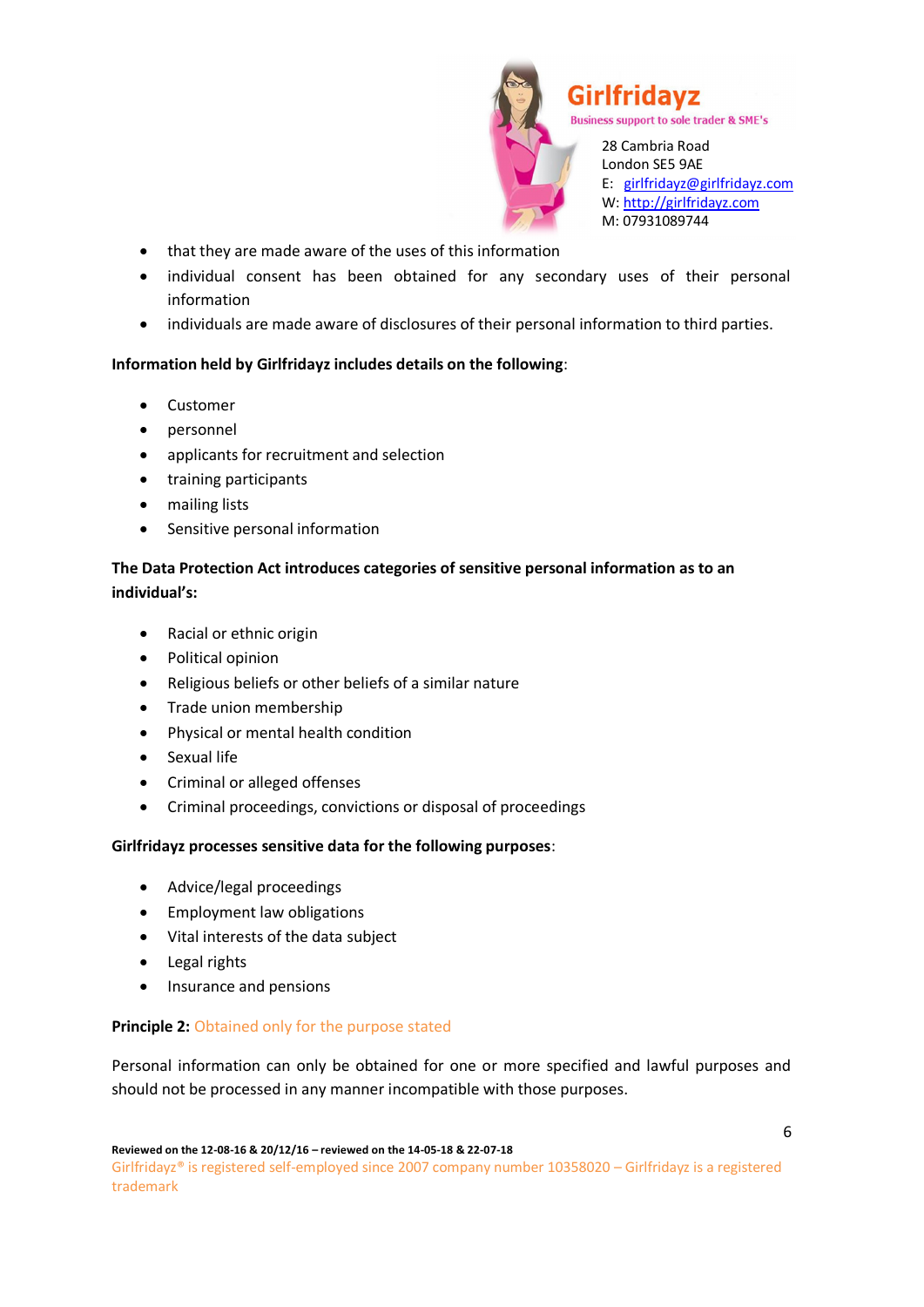- that they are made aware of the uses of this information
- individual consent has been obtained for any secondary uses of their personal information
- individuals are made aware of disclosures of their personal information to third parties.

**Information held by Girlfridayz includes details on the following**:

- Customer
- personnel
- applicants for recruitment and selection
- training participants
- mailing lists
- Sensitive personal information

**The Data Protection Act introduces categories of sensitive personal information as to an individual's:**

- Racial or ethnic origin
- Political opinion
- Religious beliefs or other beliefs of a similar nature
- Trade union membership
- Physical or mental health condition
- Sexual life
- Criminal or alleged offenses
- Criminal proceedings, convictions or disposal of proceedings

**Girlfridayz processes sensitive data for the following purposes**:

- Advice/legal proceedings
- Employment law obligations
- Vital interests of the data subject
- Legal rights
- Insurance and pensions

**Principle 2:** Obtained only for the purpose stated

Personal information can only be obtained for one or more specified and lawful purposes and should not be processed in any manner incompatible with those purposes.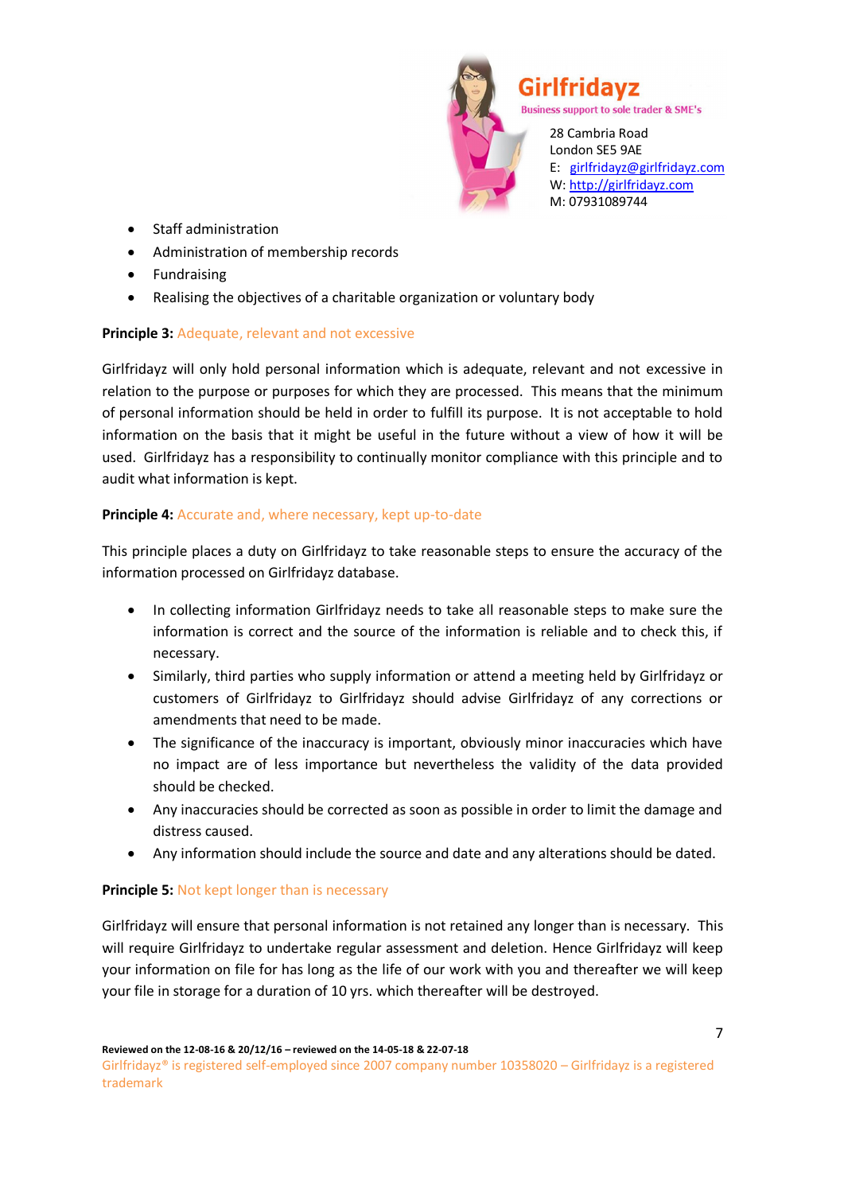- Staff administration
- Administration of membership records
- Fundraising
- Realising the objectives of a charitable organization or voluntary body

**Principle 3:** Adequate, relevant and not excessive

Girlfridayz will only hold personal information which is adequate, relevant and not excessive in relation to the purpose or purposes for which they are processed. This means that the minimum of personal information should be held in order to fulfill its purpose. It is not acceptable to hold information on the basis that it might be useful in the future without a view of how it will be used. Girlfridayz has a responsibility to continually monitor compliance with this principle and to audit what information is kept.

**Principle 4:** Accurate and, where necessary, kept up-to-date

This principle places a duty on Girlfridayz to take reasonable steps to ensure the accuracy of the information processed on Girlfridayz database.

- In collecting information Girlfridayz needs to take all reasonable steps to make sure the information is correct and the source of the information is reliable and to check this, if necessary.
- Similarly, third parties who supply information or attend a meeting held by Girlfridayz or customers of Girlfridayz to Girlfridayz should advise Girlfridayz of any corrections or amendments that need to be made.
- The significance of the inaccuracy is important, obviously minor inaccuracies which have no impact are of less importance but nevertheless the validity of the data provided should be checked.
- Any inaccuracies should be corrected as soon as possible in order to limit the damage and distress caused.
- Any information should include the source and date and any alterations should be dated.

**Principle 5:** Not kept longer than is necessary

Girlfridayz will ensure that personal information is not retained any longer than is necessary. This will require Girlfridayz to undertake regular assessment and deletion. Hence Girlfridayz will keep your information on file for has long as the life of our work with you and thereafter we will keep your file in storage for a duration of 10 yrs. which thereafter will be destroyed.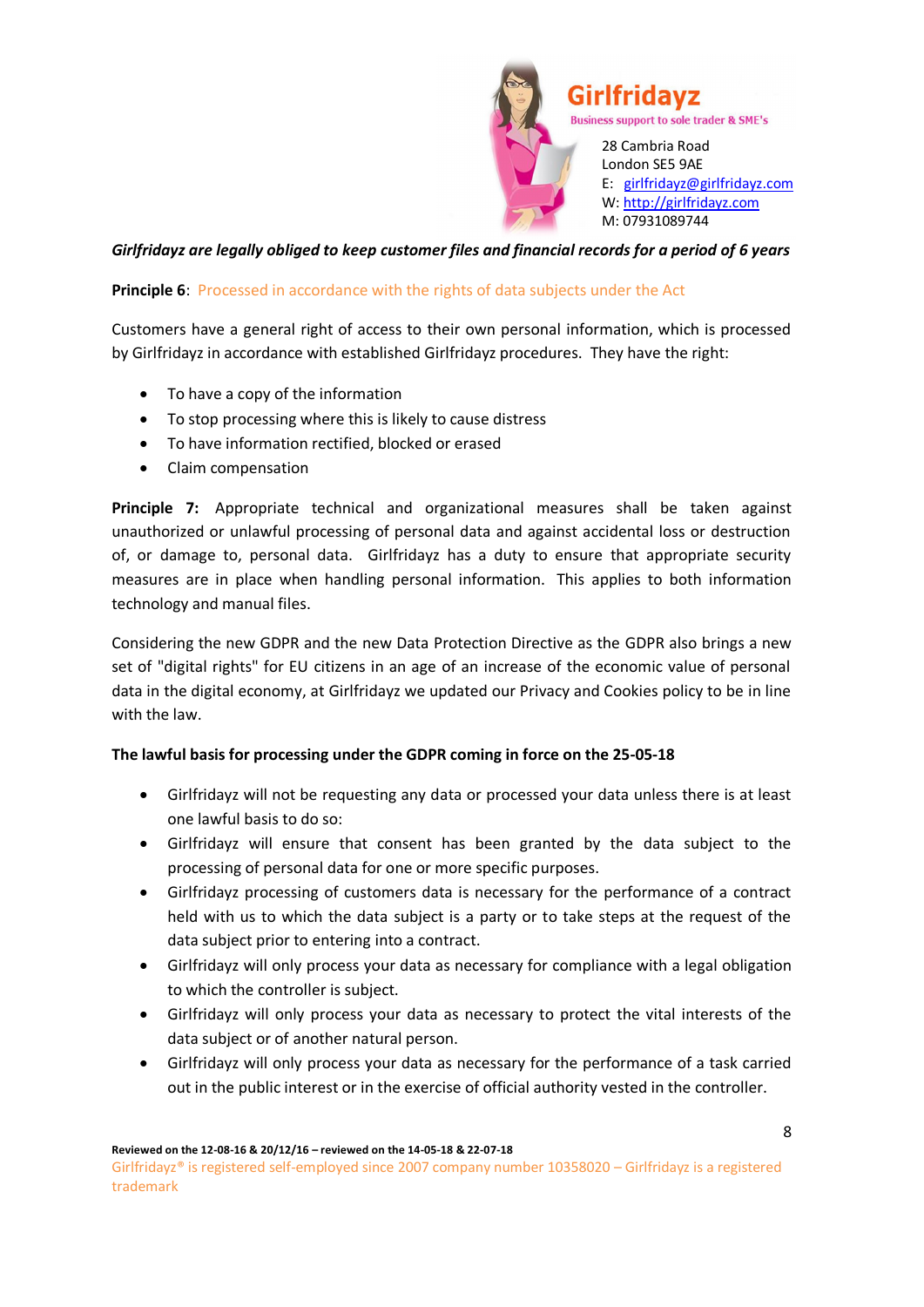*Girlfridayz are legally obliged to keep customer files and financial records for a period of 6 years*

**Principle 6**: Processed in accordance with the rights of data subjects under the Act

Customers have a general right of access to their own personal information, which is processed by Girlfridayz in accordance with established Girlfridayz procedures. They have the right:

- To have a copy of the information
- To stop processing where this is likely to cause distress
- To have information rectified, blocked or erased
- Claim compensation

**Principle 7:** Appropriate technical and organizational measures shall be taken against unauthorized or unlawful processing of personal data and against accidental loss or destruction of, or damage to, personal data. Girlfridayz has a duty to ensure that appropriate security measures are in place when handling personal information. This applies to both information technology and manual files.

Considering the new GDPR and the new Data Protection Directive as the GDPR also brings a new set of "digital rights" for EU citizens in an age of an increase of the economic value of personal data in the digital economy, at Girlfridayz we updated our Privacy and Cookies policy to be in line with the law.

**The lawful basis for processing under the GDPR coming in force on the 25-05-18**

- Girlfridayz will not be requesting any data or processed your data unless there is at least one lawful basis to do so:
- Girlfridayz will ensure that consent has been granted by the data subject to the processing of personal data for one or more specific purposes.
- Girlfridayz processing of customers data is necessary for the performance of a contract held with us to which the data subject is a party or to take steps at the request of the data subject prior to entering into a contract.
- Girlfridayz will only process your data as necessary for compliance with a legal obligation to which the controller is subject.
- Girlfridayz will only process your data as necessary to protect the vital interests of the data subject or of another natural person.
- Girlfridayz will only process your data as necessary for the performance of a task carried out in the public interest or in the exercise of official authority vested in the controller.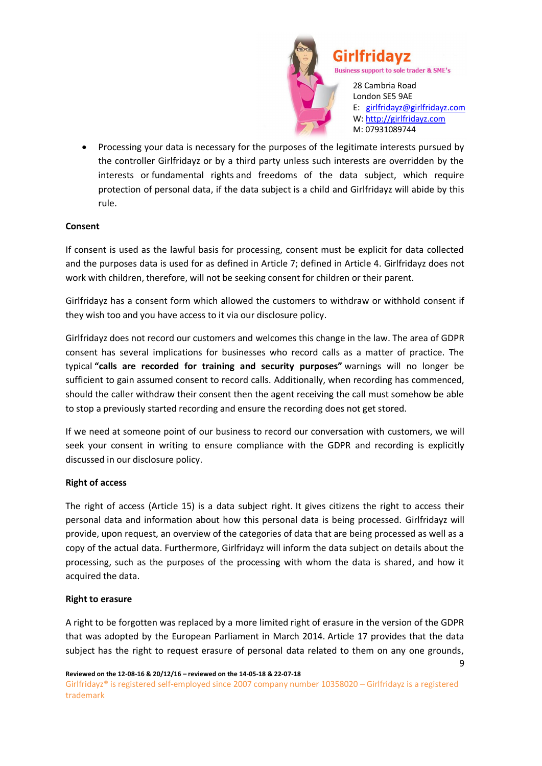- Processing your data is necessary for the purposes of the legitimate interests pursued by the controller Girlfridayz or by a third party unless such interests are overridden by the interests or fundamental rights and freedoms of the data subject, which require protection of personal data, if the data subject is a child and Girlfridayz will abide by this rule.

**Consent**

If consent is used as the lawful basis for processing, consent must be explicit for data collected and the purposes data is used for as defined in Article 7; defined in Article 4. Girlfridayz does not work with children, therefore, will not be seeking consent for children or their parent.

Girlfridayz has a consent form which allowed the customers to withdraw or withhold consent if they wish too and you have access to it via our disclosure policy.

Girlfridayz does not record our customers and welcomes this change in the law. The area of GDPR consent has several implications for businesses who record calls as a matter of practice. The typical **"calls are recorded for training and security purposes"** warnings will no longer be sufficient to gain assumed consent to record calls. Additionally, when recording has commenced, should the caller withdraw their consent then the agent receiving the call must somehow be able to stop a previously started recording and ensure the recording does not get stored.

If we need at someone point of our business to record our conversation with customers, we will seek your consent in writing to ensure compliance with the GDPR and recording is explicitly discussed in our disclosure policy.

**Right of access**

The right of access (Article 15) is a data subject right. It gives citizens the right to access their personal data and information about how this personal data is being processed. Girlfridayz will provide, upon request, an overview of the categories of data that are being processed as well as a copy of the actual data. Furthermore, Girlfridayz will inform the data subject on details about the processing, such as the purposes of the processing with whom the data is shared, and how it acquired the data.

**Right to erasure**

A right to be forgotten was replaced by a more limited right of erasure in the version of the GDPR that was adopted by the European Parliament in March 2014. Article 17 provides that the data subject has the right to request erasure of personal data related to them on any one grounds,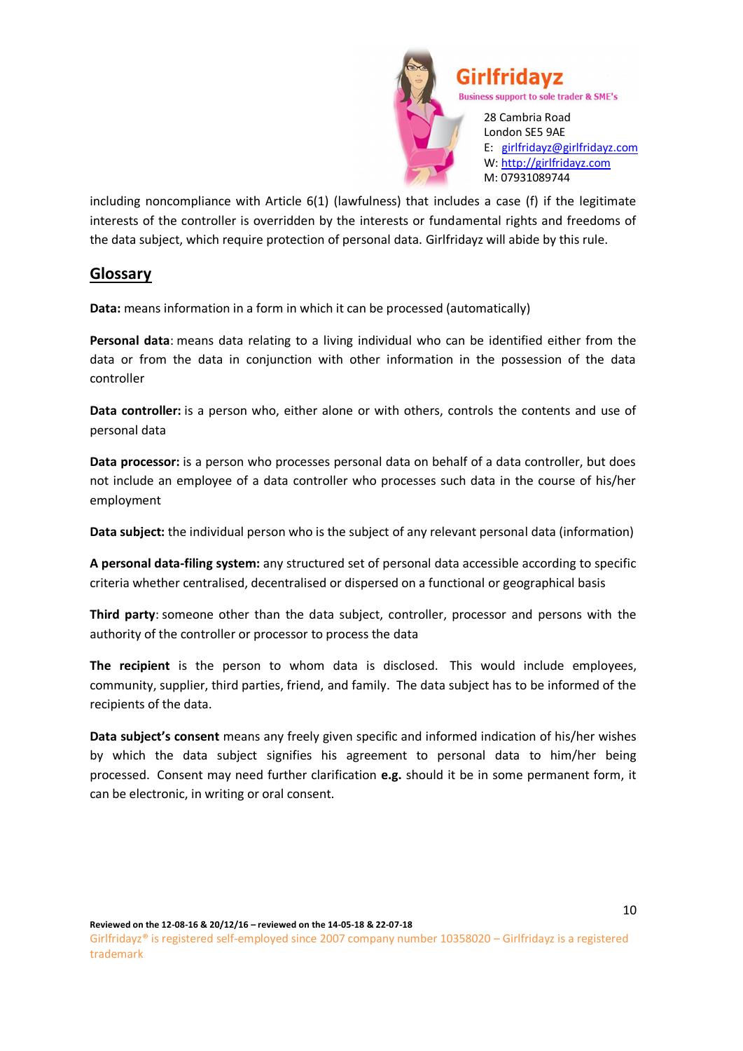including noncompliance with Article 6(1) (lawfulness) that includes a case (f) if the legitimate interests of the controller is overridden by the interests or fundamental rights and freedoms of the data subject, which require protection of personal data. Girlfridayz will abide by this rule.

## Glossary

**Data:** means information in a form in which it can be processed (automatically)

**Personal data**: means data relating to a living individual who can be identified either from the data or from the data in conjunction with other information in the possession of the data controller

**Data controller:** is a person who, either alone or with others, controls the contents and use of personal data

**Data processor:** is a person who processes personal data on behalf of a data controller, but does not include an employee of a data controller who processes such data in the course of his/her employment

**Data subject:** the individual person who is the subject of any relevant personal data (information)

**A personal data-filing system:** any structured set of personal data accessible according to specific criteria whether centralised, decentralised or dispersed on a functional or geographical basis

**Third party**: someone other than the data subject, controller, processor and persons with the authority of the controller or processor to process the data

**The recipient** is the person to whom data is disclosed. This would include employees, community, supplier, third parties, friend, and family. The data subject has to be informed of the recipients of the data.

**Data subject's consent** means any freely given specific and informed indication of his/her wishes by which the data subject signifies his agreement to personal data to him/her being processed. Consent may need further clarification **e.g.** should it be in some permanent form, it can be electronic, in writing or oral consent.